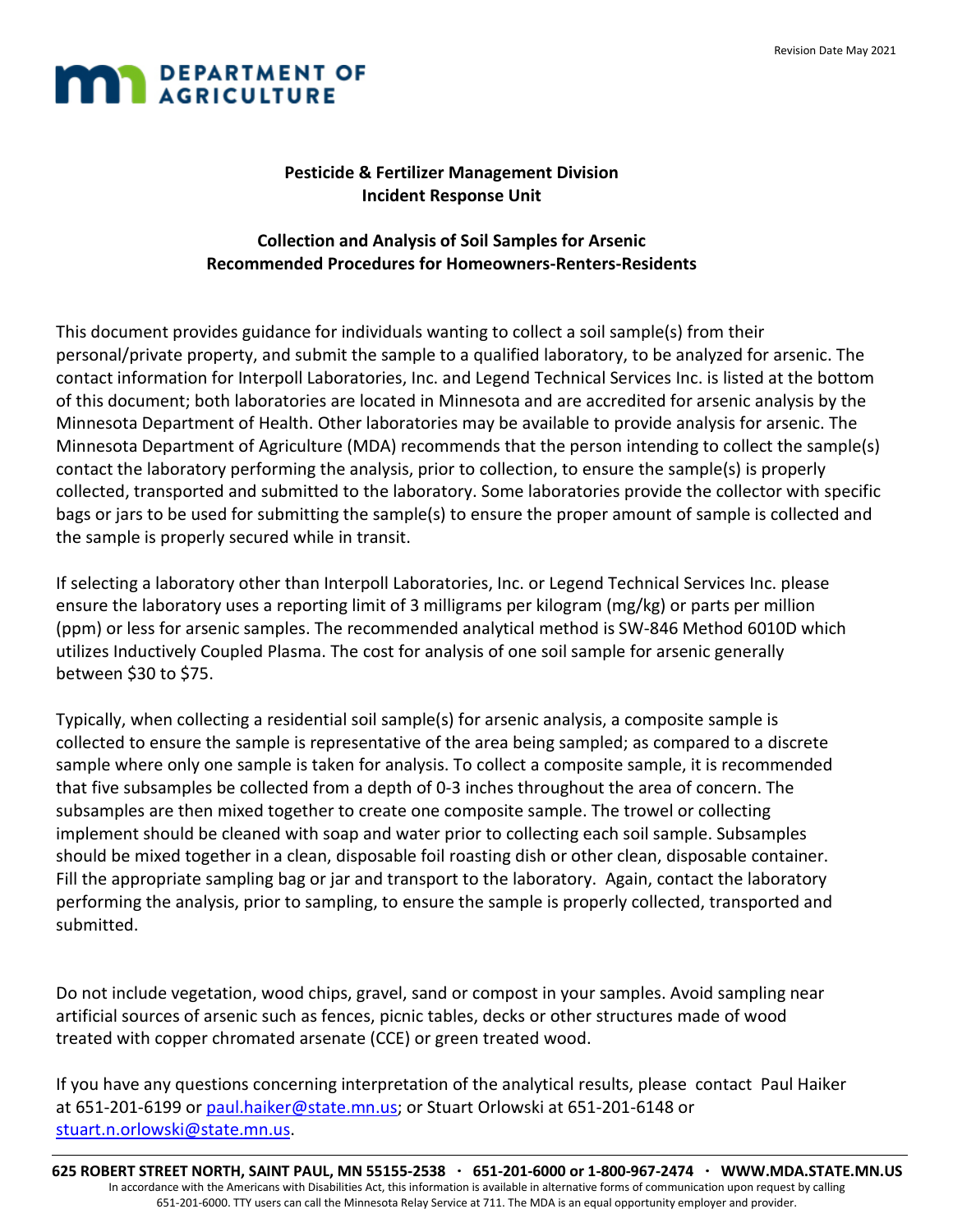Revision Date May 2021

**DEPARTMENT OF AGRICULTURE**

## Pesticide & Fertilizer Management Division
## Incident Response Unit

### Collection and Analysis of Soil Samples for Arsenic
### Recommended Procedures for Homeowners-Renters-Residents

This document provides guidance for individuals wanting to collect a soil sample(s) from their personal/private property, and submit the sample to a qualified laboratory, to be analyzed for arsenic. The contact information for Interpoll Laboratories, Inc. and Legend Technical Services Inc. is listed at the bottom of this document; both laboratories are located in Minnesota and are accredited for arsenic analysis by the Minnesota Department of Health. Other laboratories may be available to provide analysis for arsenic. The Minnesota Department of Agriculture (MDA) recommends that the person intending to collect the sample(s) contact the laboratory performing the analysis, prior to collection, to ensure the sample(s) is properly collected, transported and submitted to the laboratory. Some laboratories provide the collector with specific bags or jars to be used for submitting the sample(s) to ensure the proper amount of sample is collected and the sample is properly secured while in transit.

If selecting a laboratory other than Interpoll Laboratories, Inc. or Legend Technical Services Inc. please ensure the laboratory uses a reporting limit of 3 milligrams per kilogram (mg/kg) or parts per million (ppm) or less for arsenic samples. The recommended analytical method is SW-846 Method 6010D which utilizes Inductively Coupled Plasma. The cost for analysis of one soil sample for arsenic generally between $30 to $75.

Typically, when collecting a residential soil sample(s) for arsenic analysis, a composite sample is collected to ensure the sample is representative of the area being sampled; as compared to a discrete sample where only one sample is taken for analysis. To collect a composite sample, it is recommended that five subsamples be collected from a depth of 0-3 inches throughout the area of concern. The subsamples are then mixed together to create one composite sample. The trowel or collecting implement should be cleaned with soap and water prior to collecting each soil sample. Subsamples should be mixed together in a clean, disposable foil roasting dish or other clean, disposable container. Fill the appropriate sampling bag or jar and transport to the laboratory. Again, contact the laboratory performing the analysis, prior to sampling, to ensure the sample is properly collected, transported and submitted.

Do not include vegetation, wood chips, gravel, sand or compost in your samples. Avoid sampling near artificial sources of arsenic such as fences, picnic tables, decks or other structures made of wood treated with copper chromated arsenate (CCE) or green treated wood.

If you have any questions concerning interpretation of the analytical results, please contact Paul Haiker at 651-201-6199 or paul.haiker@state.mn.us; or Stuart Orlowski at 651-201-6148 or stuart.n.orlowski@state.mn.us.

**625 ROBERT STREET NORTH, SAINT PAUL, MN 55155-2538 · 651-201-6000 or 1-800-967-2474 · WWW.MDA.STATE.MN.US**

In accordance with the Americans with Disabilities Act, this information is available in alternative forms of communication upon request by calling 651-201-6000. TTY users can call the Minnesota Relay Service at 711. The MDA is an equal opportunity employer and provider.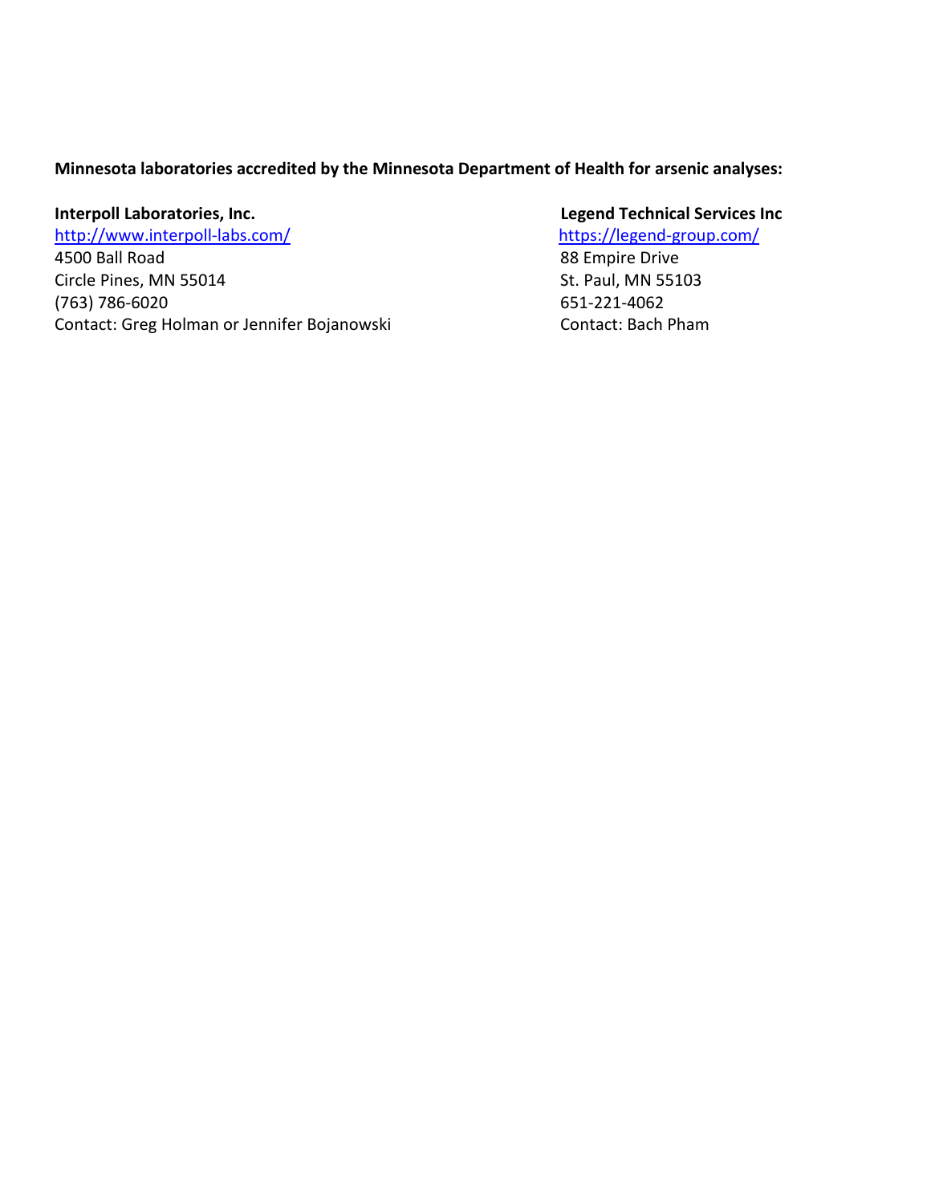**Minnesota laboratories accredited by the Minnesota Department of Health for arsenic analyses:**

**Interpoll Laboratories, Inc.**
[http://www.interpoll-labs.com/](http://www.interpoll-labs.com/)
4500 Ball Road
Circle Pines, MN 55014
(763) 786-6020
Contact: Greg Holman or Jennifer Bojanowski

**Legend Technical Services Inc**
[https://legend-group.com/](https://legend-group.com/)
88 Empire Drive
St. Paul, MN 55103
651-221-4062
Contact: Bach Pham